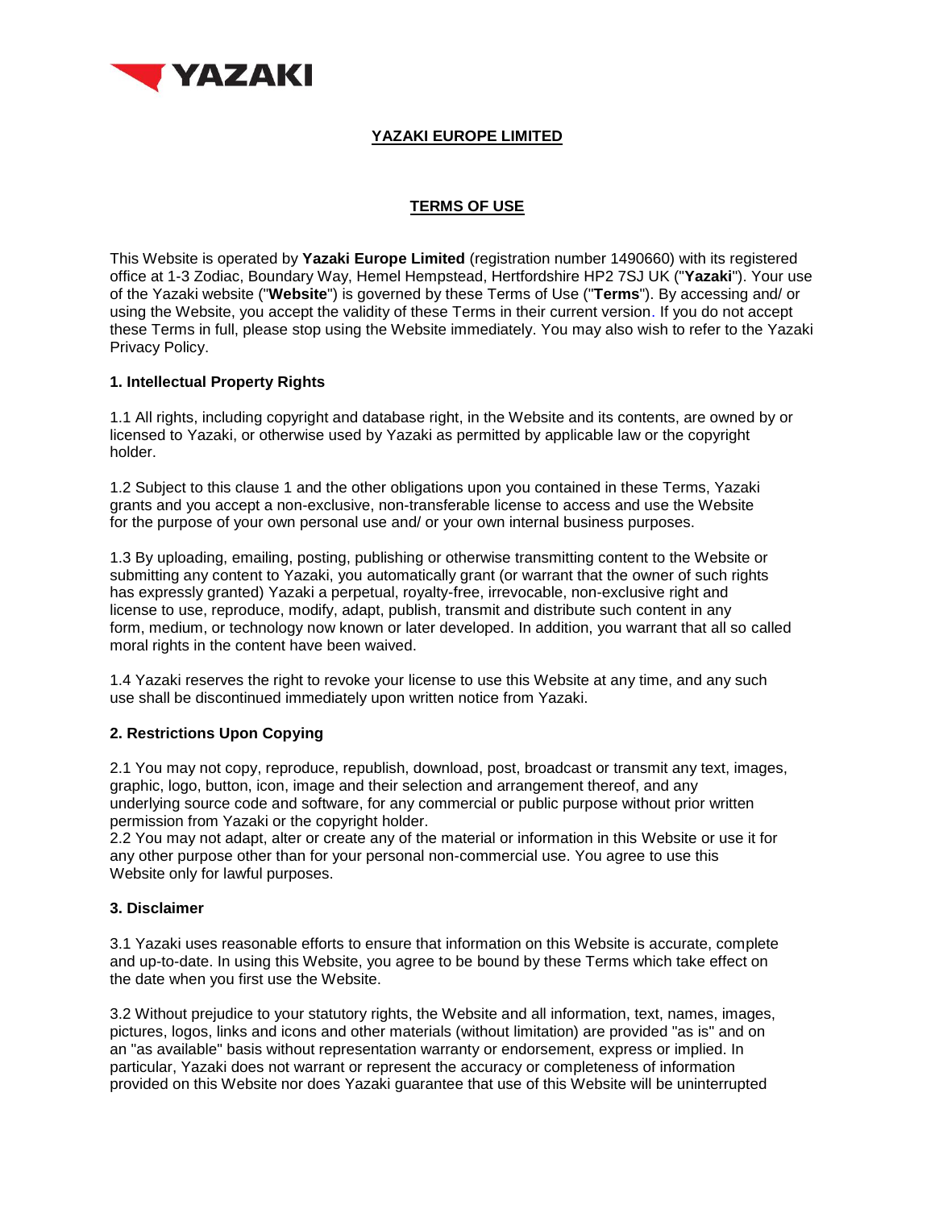# YAZAKI EUROPE LIMITED

## TERMS OF USE

This Website is operated by **Yazaki Europe Limited** (registration number 1490660) with its registered office at 1-3 Zodiac, Boundary Way, Hemel Hempstead, Hertfordshire HP2 7SJ UK ("**Yazaki**"). Your use of the Yazaki website ("**Website**") is governed by these Terms of Use ("**Terms**"). By accessing and/ or using the Website, you accept the validity of these Terms in their current version. If you do not accept these Terms in full, please stop using the Website immediately. You may also wish to refer to the Yazaki Privacy Policy.

### 1. Intellectual Property Rights

1.1 All rights, including copyright and database right, in the Website and its contents, are owned by or licensed to Yazaki, or otherwise used by Yazaki as permitted by applicable law or the copyright holder.

1.2 Subject to this clause 1 and the other obligations upon you contained in these Terms, Yazaki grants and you accept a non-exclusive, non-transferable license to access and use the Website for the purpose of your own personal use and/ or your own internal business purposes.

1.3 By uploading, emailing, posting, publishing or otherwise transmitting content to the Website or submitting any content to Yazaki, you automatically grant (or warrant that the owner of such rights has expressly granted) Yazaki a perpetual, royalty-free, irrevocable, non-exclusive right and license to use, reproduce, modify, adapt, publish, transmit and distribute such content in any form, medium, or technology now known or later developed. In addition, you warrant that all so called moral rights in the content have been waived.

1.4 Yazaki reserves the right to revoke your license to use this Website at any time, and any such use shall be discontinued immediately upon written notice from Yazaki.

### 2. Restrictions Upon Copying

2.1 You may not copy, reproduce, republish, download, post, broadcast or transmit any text, images, graphic, logo, button, icon, image and their selection and arrangement thereof, and any underlying source code and software, for any commercial or public purpose without prior written permission from Yazaki or the copyright holder.

2.2 You may not adapt, alter or create any of the material or information in this Website or use it for any other purpose other than for your personal non-commercial use. You agree to use this Website only for lawful purposes.

### 3. Disclaimer

3.1 Yazaki uses reasonable efforts to ensure that information on this Website is accurate, complete and up-to-date. In using this Website, you agree to be bound by these Terms which take effect on the date when you first use the Website.

3.2 Without prejudice to your statutory rights, the Website and all information, text, names, images, pictures, logos, links and icons and other materials (without limitation) are provided "as is" and on an "as available" basis without representation warranty or endorsement, express or implied. In particular, Yazaki does not warrant or represent the accuracy or completeness of information provided on this Website nor does Yazaki guarantee that use of this Website will be uninterrupted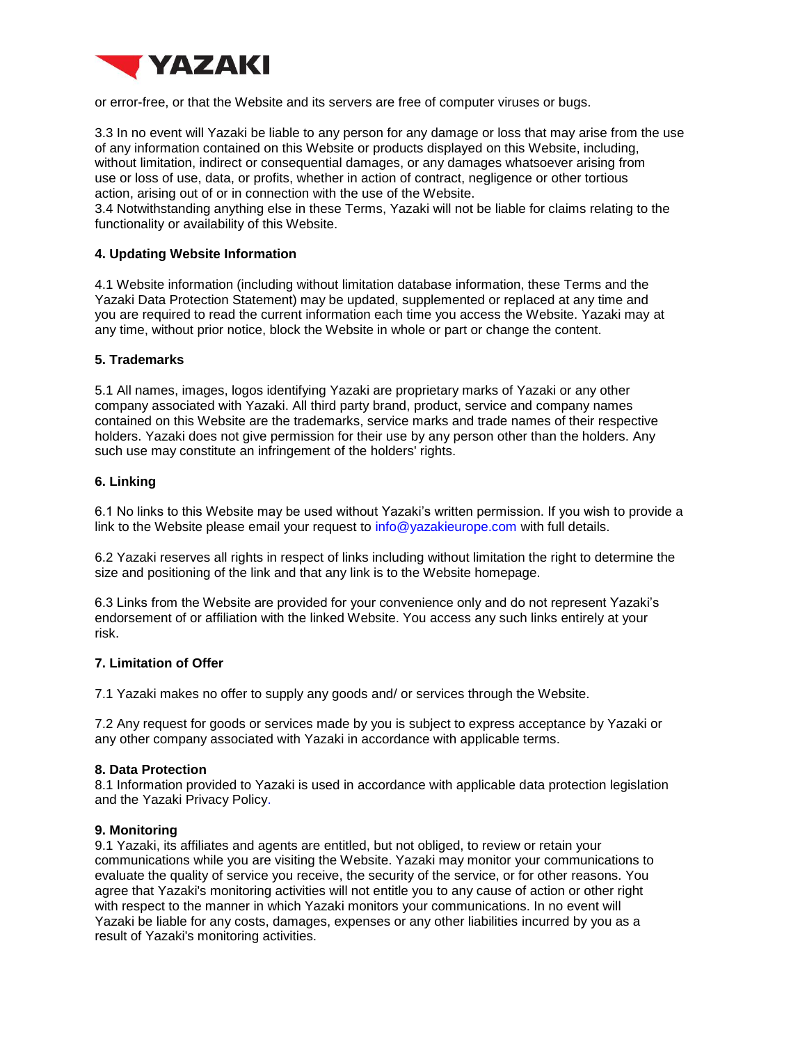or error-free, or that the Website and its servers are free of computer viruses or bugs.

3.3 In no event will Yazaki be liable to any person for any damage or loss that may arise from the use of any information contained on this Website or products displayed on this Website, including, without limitation, indirect or consequential damages, or any damages whatsoever arising from use or loss of use, data, or profits, whether in action of contract, negligence or other tortious action, arising out of or in connection with the use of the Website.
3.4 Notwithstanding anything else in these Terms, Yazaki will not be liable for claims relating to the functionality or availability of this Website.

**4. Updating Website Information**

4.1 Website information (including without limitation database information, these Terms and the Yazaki Data Protection Statement) may be updated, supplemented or replaced at any time and you are required to read the current information each time you access the Website. Yazaki may at any time, without prior notice, block the Website in whole or part or change the content.

**5. Trademarks**

5.1 All names, images, logos identifying Yazaki are proprietary marks of Yazaki or any other company associated with Yazaki. All third party brand, product, service and company names contained on this Website are the trademarks, service marks and trade names of their respective holders. Yazaki does not give permission for their use by any person other than the holders. Any such use may constitute an infringement of the holders' rights.

**6. Linking**

6.1 No links to this Website may be used without Yazaki's written permission. If you wish to provide a link to the Website please email your request to info@yazakieurope.com with full details.

6.2 Yazaki reserves all rights in respect of links including without limitation the right to determine the size and positioning of the link and that any link is to the Website homepage.

6.3 Links from the Website are provided for your convenience only and do not represent Yazaki's endorsement of or affiliation with the linked Website. You access any such links entirely at your risk.

**7. Limitation of Offer**

7.1 Yazaki makes no offer to supply any goods and/ or services through the Website.

7.2 Any request for goods or services made by you is subject to express acceptance by Yazaki or any other company associated with Yazaki in accordance with applicable terms.

**8. Data Protection**
8.1 Information provided to Yazaki is used in accordance with applicable data protection legislation and the Yazaki Privacy Policy.

**9. Monitoring**
9.1 Yazaki, its affiliates and agents are entitled, but not obliged, to review or retain your communications while you are visiting the Website. Yazaki may monitor your communications to evaluate the quality of service you receive, the security of the service, or for other reasons. You agree that Yazaki's monitoring activities will not entitle you to any cause of action or other right with respect to the manner in which Yazaki monitors your communications. In no event will Yazaki be liable for any costs, damages, expenses or any other liabilities incurred by you as a result of Yazaki's monitoring activities.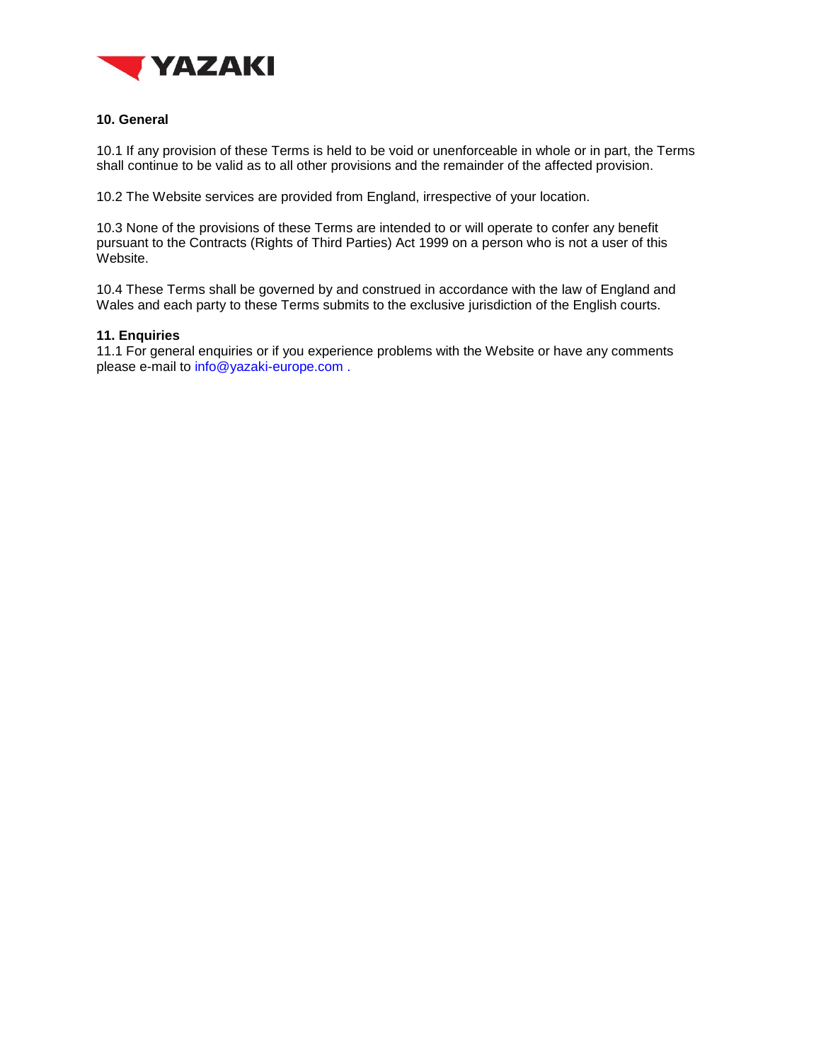**10. General**

10.1 If any provision of these Terms is held to be void or unenforceable in whole or in part, the Terms shall continue to be valid as to all other provisions and the remainder of the affected provision.

10.2 The Website services are provided from England, irrespective of your location.

10.3 None of the provisions of these Terms are intended to or will operate to confer any benefit pursuant to the Contracts (Rights of Third Parties) Act 1999 on a person who is not a user of this Website.

10.4 These Terms shall be governed by and construed in accordance with the law of England and Wales and each party to these Terms submits to the exclusive jurisdiction of the English courts.

**11. Enquiries**

11.1 For general enquiries or if you experience problems with the Website or have any comments please e-mail to info@yazaki-europe.com .